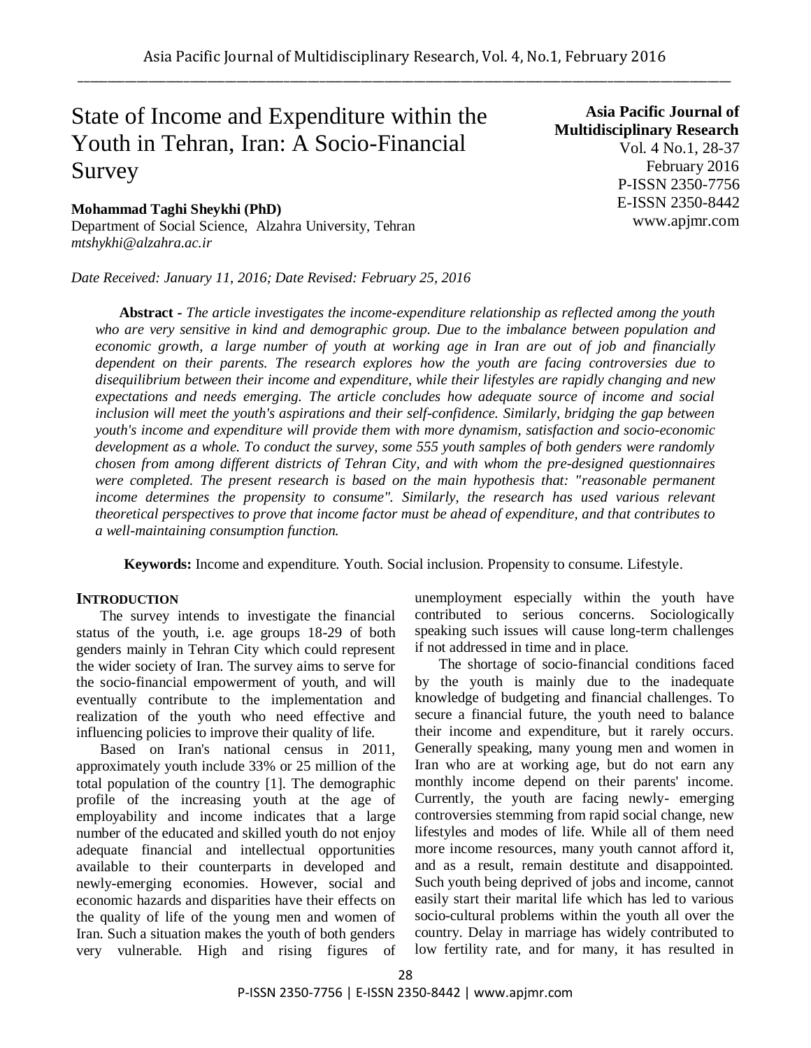# State of Income and Expenditure within the Youth in Tehran, Iran: A Socio-Financial Survey

**Asia Pacific Journal of Multidisciplinary Research**
Vol. 4 No.1, 28-37
February 2016
P-ISSN 2350-7756
E-ISSN 2350-8442
www.apjmr.com

**Mohammad Taghi Sheykhi (PhD)**
Department of Social Science, Alzahra University, Tehran
*mtshykhi@alzahra.ac.ir*

*Date Received: January 11, 2016; Date Revised: February 25, 2016*

**Abstract -** *The article investigates the income-expenditure relationship as reflected among the youth who are very sensitive in kind and demographic group. Due to the imbalance between population and economic growth, a large number of youth at working age in Iran are out of job and financially dependent on their parents. The research explores how the youth are facing controversies due to disequilibrium between their income and expenditure, while their lifestyles are rapidly changing and new expectations and needs emerging. The article concludes how adequate source of income and social inclusion will meet the youth's aspirations and their self-confidence. Similarly, bridging the gap between youth's income and expenditure will provide them with more dynamism, satisfaction and socio-economic development as a whole. To conduct the survey, some 555 youth samples of both genders were randomly chosen from among different districts of Tehran City, and with whom the pre-designed questionnaires were completed. The present research is based on the main hypothesis that: "reasonable permanent income determines the propensity to consume". Similarly, the research has used various relevant theoretical perspectives to prove that income factor must be ahead of expenditure, and that contributes to a well-maintaining consumption function.*

**Keywords:** Income and expenditure. Youth. Social inclusion. Propensity to consume. Lifestyle.

## INTRODUCTION

The survey intends to investigate the financial status of the youth, i.e. age groups 18-29 of both genders mainly in Tehran City which could represent the wider society of Iran. The survey aims to serve for the socio-financial empowerment of youth, and will eventually contribute to the implementation and realization of the youth who need effective and influencing policies to improve their quality of life.

Based on Iran's national census in 2011, approximately youth include 33% or 25 million of the total population of the country [1]. The demographic profile of the increasing youth at the age of employability and income indicates that a large number of the educated and skilled youth do not enjoy adequate financial and intellectual opportunities available to their counterparts in developed and newly-emerging economies. However, social and economic hazards and disparities have their effects on the quality of life of the young men and women of Iran. Such a situation makes the youth of both genders very vulnerable. High and rising figures of unemployment especially within the youth have contributed to serious concerns. Sociologically speaking such issues will cause long-term challenges if not addressed in time and in place.

The shortage of socio-financial conditions faced by the youth is mainly due to the inadequate knowledge of budgeting and financial challenges. To secure a financial future, the youth need to balance their income and expenditure, but it rarely occurs. Generally speaking, many young men and women in Iran who are at working age, but do not earn any monthly income depend on their parents' income. Currently, the youth are facing newly- emerging controversies stemming from rapid social change, new lifestyles and modes of life. While all of them need more income resources, many youth cannot afford it, and as a result, remain destitute and disappointed. Such youth being deprived of jobs and income, cannot easily start their marital life which has led to various socio-cultural problems within the youth all over the country. Delay in marriage has widely contributed to low fertility rate, and for many, it has resulted in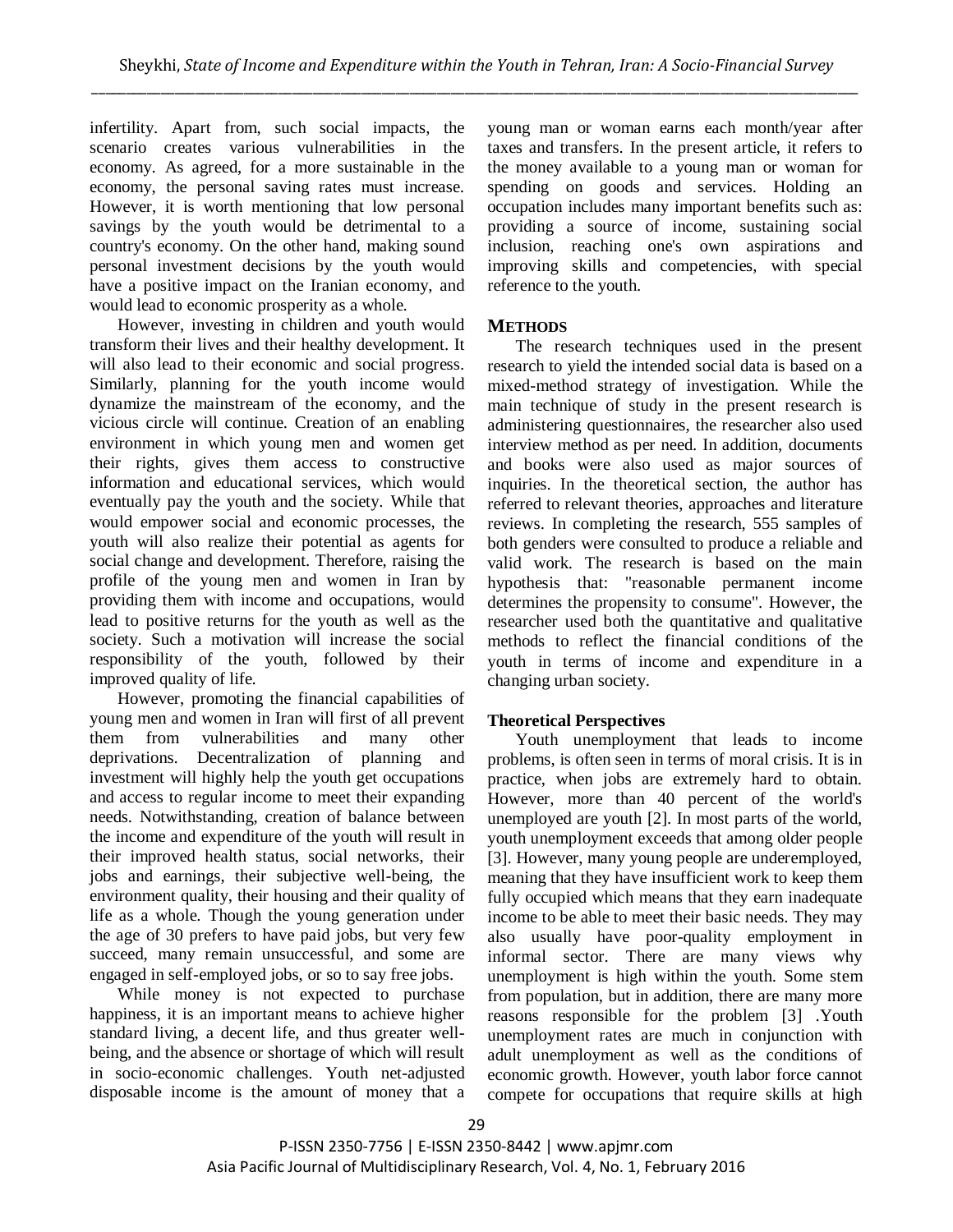infertility. Apart from, such social impacts, the scenario creates various vulnerabilities in the economy. As agreed, for a more sustainable in the economy, the personal saving rates must increase. However, it is worth mentioning that low personal savings by the youth would be detrimental to a country's economy. On the other hand, making sound personal investment decisions by the youth would have a positive impact on the Iranian economy, and would lead to economic prosperity as a whole.

However, investing in children and youth would transform their lives and their healthy development. It will also lead to their economic and social progress. Similarly, planning for the youth income would dynamize the mainstream of the economy, and the vicious circle will continue. Creation of an enabling environment in which young men and women get their rights, gives them access to constructive information and educational services, which would eventually pay the youth and the society. While that would empower social and economic processes, the youth will also realize their potential as agents for social change and development. Therefore, raising the profile of the young men and women in Iran by providing them with income and occupations, would lead to positive returns for the youth as well as the society. Such a motivation will increase the social responsibility of the youth, followed by their improved quality of life.

However, promoting the financial capabilities of young men and women in Iran will first of all prevent them from vulnerabilities and many other deprivations. Decentralization of planning and investment will highly help the youth get occupations and access to regular income to meet their expanding needs. Notwithstanding, creation of balance between the income and expenditure of the youth will result in their improved health status, social networks, their jobs and earnings, their subjective well-being, the environment quality, their housing and their quality of life as a whole. Though the young generation under the age of 30 prefers to have paid jobs, but very few succeed, many remain unsuccessful, and some are engaged in self-employed jobs, or so to say free jobs.

While money is not expected to purchase happiness, it is an important means to achieve higher standard living, a decent life, and thus greater well-being, and the absence or shortage of which will result in socio-economic challenges. Youth net-adjusted disposable income is the amount of money that a young man or woman earns each month/year after taxes and transfers. In the present article, it refers to the money available to a young man or woman for spending on goods and services. Holding an occupation includes many important benefits such as: providing a source of income, sustaining social inclusion, reaching one's own aspirations and improving skills and competencies, with special reference to the youth.

## METHODS

The research techniques used in the present research to yield the intended social data is based on a mixed-method strategy of investigation. While the main technique of study in the present research is administering questionnaires, the researcher also used interview method as per need. In addition, documents and books were also used as major sources of inquiries. In the theoretical section, the author has referred to relevant theories, approaches and literature reviews. In completing the research, 555 samples of both genders were consulted to produce a reliable and valid work. The research is based on the main hypothesis that: "reasonable permanent income determines the propensity to consume". However, the researcher used both the quantitative and qualitative methods to reflect the financial conditions of the youth in terms of income and expenditure in a changing urban society.

### Theoretical Perspectives

Youth unemployment that leads to income problems, is often seen in terms of moral crisis. It is in practice, when jobs are extremely hard to obtain. However, more than 40 percent of the world's unemployed are youth [2]. In most parts of the world, youth unemployment exceeds that among older people [3]. However, many young people are underemployed, meaning that they have insufficient work to keep them fully occupied which means that they earn inadequate income to be able to meet their basic needs. They may also usually have poor-quality employment in informal sector. There are many views why unemployment is high within the youth. Some stem from population, but in addition, there are many more reasons responsible for the problem [3] .Youth unemployment rates are much in conjunction with adult unemployment as well as the conditions of economic growth. However, youth labor force cannot compete for occupations that require skills at high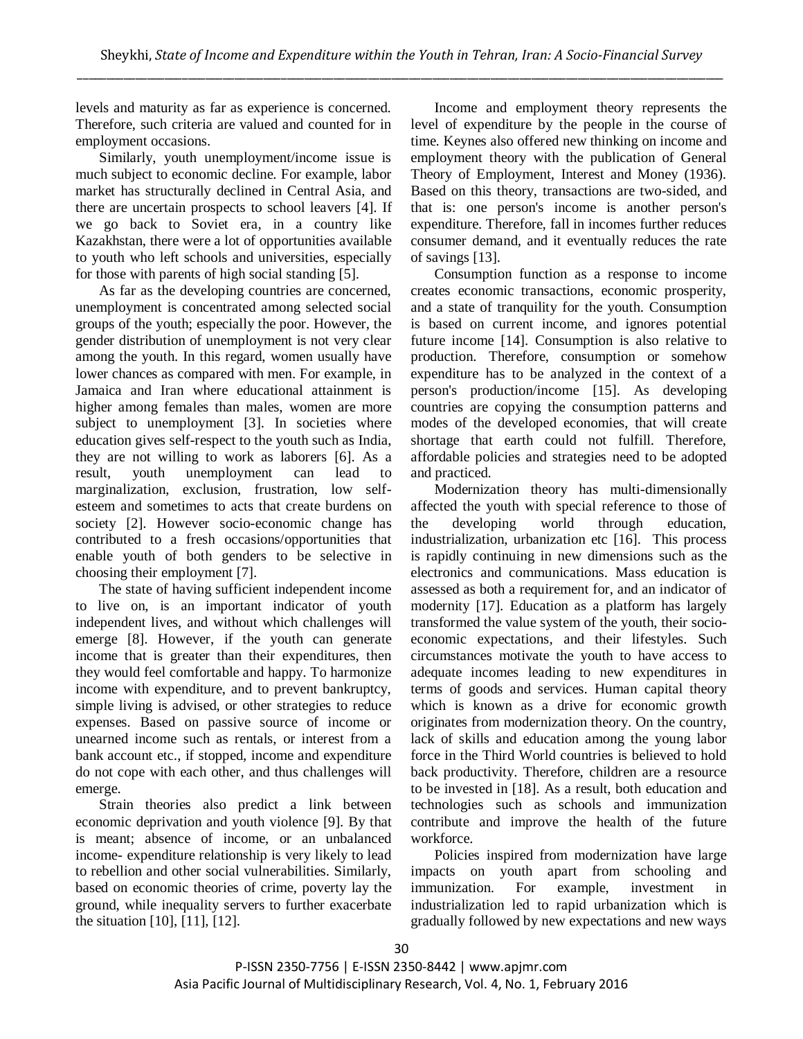levels and maturity as far as experience is concerned. Therefore, such criteria are valued and counted for in employment occasions.

Similarly, youth unemployment/income issue is much subject to economic decline. For example, labor market has structurally declined in Central Asia, and there are uncertain prospects to school leavers [4]. If we go back to Soviet era, in a country like Kazakhstan, there were a lot of opportunities available to youth who left schools and universities, especially for those with parents of high social standing [5].

As far as the developing countries are concerned, unemployment is concentrated among selected social groups of the youth; especially the poor. However, the gender distribution of unemployment is not very clear among the youth. In this regard, women usually have lower chances as compared with men. For example, in Jamaica and Iran where educational attainment is higher among females than males, women are more subject to unemployment [3]. In societies where education gives self-respect to the youth such as India, they are not willing to work as laborers [6]. As a result, youth unemployment can lead to marginalization, exclusion, frustration, low self-esteem and sometimes to acts that create burdens on society [2]. However socio-economic change has contributed to a fresh occasions/opportunities that enable youth of both genders to be selective in choosing their employment [7].

The state of having sufficient independent income to live on, is an important indicator of youth independent lives, and without which challenges will emerge [8]. However, if the youth can generate income that is greater than their expenditures, then they would feel comfortable and happy. To harmonize income with expenditure, and to prevent bankruptcy, simple living is advised, or other strategies to reduce expenses. Based on passive source of income or unearned income such as rentals, or interest from a bank account etc., if stopped, income and expenditure do not cope with each other, and thus challenges will emerge.

Strain theories also predict a link between economic deprivation and youth violence [9]. By that is meant; absence of income, or an unbalanced income- expenditure relationship is very likely to lead to rebellion and other social vulnerabilities. Similarly, based on economic theories of crime, poverty lay the ground, while inequality servers to further exacerbate the situation [10], [11], [12].

Income and employment theory represents the level of expenditure by the people in the course of time. Keynes also offered new thinking on income and employment theory with the publication of General Theory of Employment, Interest and Money (1936). Based on this theory, transactions are two-sided, and that is: one person's income is another person's expenditure. Therefore, fall in incomes further reduces consumer demand, and it eventually reduces the rate of savings [13].

Consumption function as a response to income creates economic transactions, economic prosperity, and a state of tranquility for the youth. Consumption is based on current income, and ignores potential future income [14]. Consumption is also relative to production. Therefore, consumption or somehow expenditure has to be analyzed in the context of a person's production/income [15]. As developing countries are copying the consumption patterns and modes of the developed economies, that will create shortage that earth could not fulfill. Therefore, affordable policies and strategies need to be adopted and practiced.

Modernization theory has multi-dimensionally affected the youth with special reference to those of the developing world through education, industrialization, urbanization etc [16]. This process is rapidly continuing in new dimensions such as the electronics and communications. Mass education is assessed as both a requirement for, and an indicator of modernity [17]. Education as a platform has largely transformed the value system of the youth, their socio-economic expectations, and their lifestyles. Such circumstances motivate the youth to have access to adequate incomes leading to new expenditures in terms of goods and services. Human capital theory which is known as a drive for economic growth originates from modernization theory. On the country, lack of skills and education among the young labor force in the Third World countries is believed to hold back productivity. Therefore, children are a resource to be invested in [18]. As a result, both education and technologies such as schools and immunization contribute and improve the health of the future workforce.

Policies inspired from modernization have large impacts on youth apart from schooling and immunization. For example, investment in industrialization led to rapid urbanization which is gradually followed by new expectations and new ways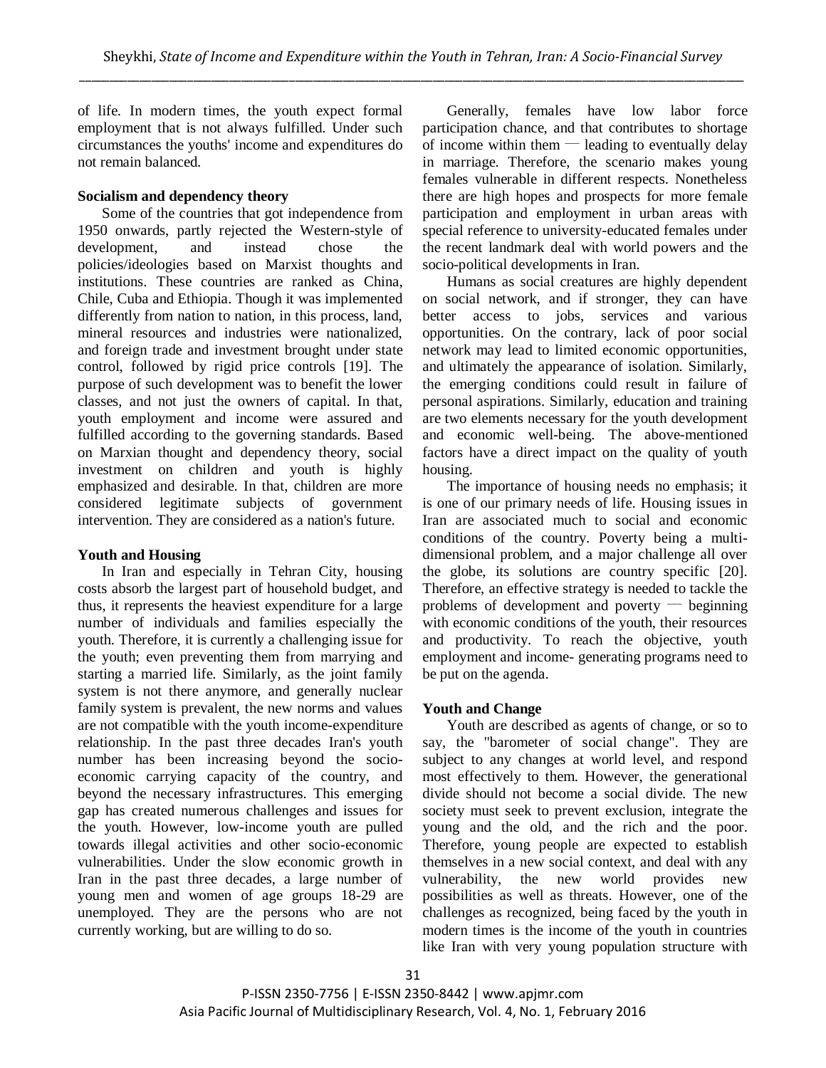of life. In modern times, the youth expect formal employment that is not always fulfilled. Under such circumstances the youths' income and expenditures do not remain balanced.

**Socialism and dependency theory**

Some of the countries that got independence from 1950 onwards, partly rejected the Western-style of development, and instead chose the policies/ideologies based on Marxist thoughts and institutions. These countries are ranked as China, Chile, Cuba and Ethiopia. Though it was implemented differently from nation to nation, in this process, land, mineral resources and industries were nationalized, and foreign trade and investment brought under state control, followed by rigid price controls [19]. The purpose of such development was to benefit the lower classes, and not just the owners of capital. In that, youth employment and income were assured and fulfilled according to the governing standards. Based on Marxian thought and dependency theory, social investment on children and youth is highly emphasized and desirable. In that, children are more considered legitimate subjects of government intervention. They are considered as a nation's future.

**Youth and Housing**

In Iran and especially in Tehran City, housing costs absorb the largest part of household budget, and thus, it represents the heaviest expenditure for a large number of individuals and families especially the youth. Therefore, it is currently a challenging issue for the youth; even preventing them from marrying and starting a married life. Similarly, as the joint family system is not there anymore, and generally nuclear family system is prevalent, the new norms and values are not compatible with the youth income-expenditure relationship. In the past three decades Iran's youth number has been increasing beyond the socio-economic carrying capacity of the country, and beyond the necessary infrastructures. This emerging gap has created numerous challenges and issues for the youth. However, low-income youth are pulled towards illegal activities and other socio-economic vulnerabilities. Under the slow economic growth in Iran in the past three decades, a large number of young men and women of age groups 18-29 are unemployed. They are the persons who are not currently working, but are willing to do so.

Generally, females have low labor force participation chance, and that contributes to shortage of income within them — leading to eventually delay in marriage. Therefore, the scenario makes young females vulnerable in different respects. Nonetheless there are high hopes and prospects for more female participation and employment in urban areas with special reference to university-educated females under the recent landmark deal with world powers and the socio-political developments in Iran.

Humans as social creatures are highly dependent on social network, and if stronger, they can have better access to jobs, services and various opportunities. On the contrary, lack of poor social network may lead to limited economic opportunities, and ultimately the appearance of isolation. Similarly, the emerging conditions could result in failure of personal aspirations. Similarly, education and training are two elements necessary for the youth development and economic well-being. The above-mentioned factors have a direct impact on the quality of youth housing.

The importance of housing needs no emphasis; it is one of our primary needs of life. Housing issues in Iran are associated much to social and economic conditions of the country. Poverty being a multi-dimensional problem, and a major challenge all over the globe, its solutions are country specific [20]. Therefore, an effective strategy is needed to tackle the problems of development and poverty — beginning with economic conditions of the youth, their resources and productivity. To reach the objective, youth employment and income- generating programs need to be put on the agenda.

**Youth and Change**

Youth are described as agents of change, or so to say, the "barometer of social change". They are subject to any changes at world level, and respond most effectively to them. However, the generational divide should not become a social divide. The new society must seek to prevent exclusion, integrate the young and the old, and the rich and the poor. Therefore, young people are expected to establish themselves in a new social context, and deal with any vulnerability, the new world provides new possibilities as well as threats. However, one of the challenges as recognized, being faced by the youth in modern times is the income of the youth in countries like Iran with very young population structure with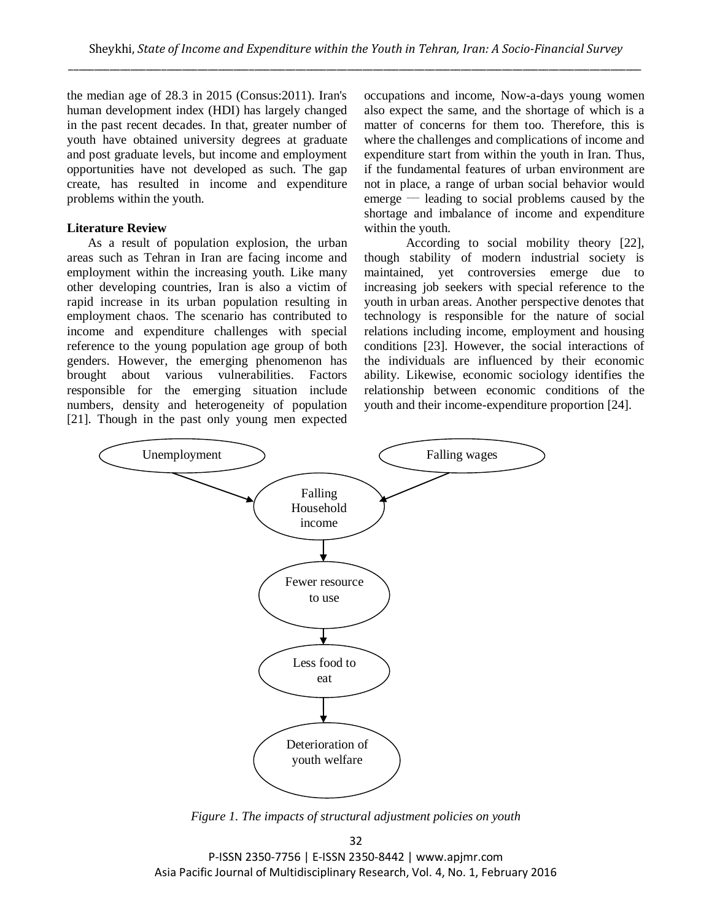the median age of 28.3 in 2015 (Consus:2011). Iran's human development index (HDI) has largely changed in the past recent decades. In that, greater number of youth have obtained university degrees at graduate and post graduate levels, but income and employment opportunities have not developed as such. The gap create, has resulted in income and expenditure problems within the youth.

**Literature Review**

As a result of population explosion, the urban areas such as Tehran in Iran are facing income and employment within the increasing youth. Like many other developing countries, Iran is also a victim of rapid increase in its urban population resulting in employment chaos. The scenario has contributed to income and expenditure challenges with special reference to the young population age group of both genders. However, the emerging phenomenon has brought about various vulnerabilities. Factors responsible for the emerging situation include numbers, density and heterogeneity of population [21]. Though in the past only young men expected occupations and income, Now-a-days young women also expect the same, and the shortage of which is a matter of concerns for them too. Therefore, this is where the challenges and complications of income and expenditure start from within the youth in Iran. Thus, if the fundamental features of urban environment are not in place, a range of urban social behavior would emerge — leading to social problems caused by the shortage and imbalance of income and expenditure within the youth.

According to social mobility theory [22], though stability of modern industrial society is maintained, yet controversies emerge due to increasing job seekers with special reference to the youth in urban areas. Another perspective denotes that technology is responsible for the nature of social relations including income, employment and housing conditions [23]. However, the social interactions of the individuals are influenced by their economic ability. Likewise, economic sociology identifies the relationship between economic conditions of the youth and their income-expenditure proportion [24].

Unemployment → Falling Household income ← Falling wages

Falling Household income → Fewer resource to use → Less food to eat → Deterioration of youth welfare

*Figure 1. The impacts of structural adjustment policies on youth*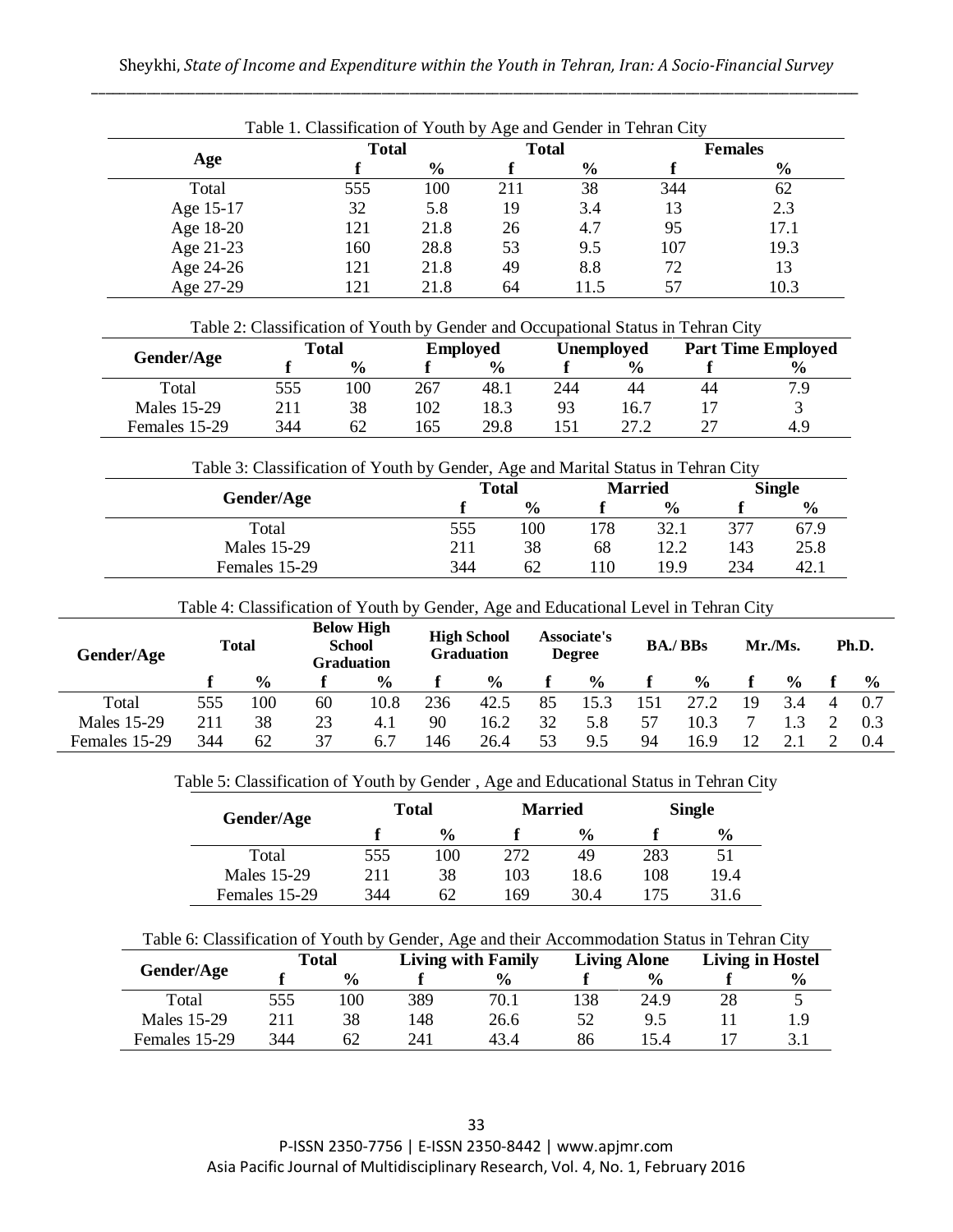Table 1. Classification of Youth by Age and Gender in Tehran City

| Age | Total | | Total | | Females | |
|---|---|---|---|---|---|---|
| | f | % | f | % | f | % |
| Total | 555 | 100 | 211 | 38 | 344 | 62 |
| Age 15-17 | 32 | 5.8 | 19 | 3.4 | 13 | 2.3 |
| Age 18-20 | 121 | 21.8 | 26 | 4.7 | 95 | 17.1 |
| Age 21-23 | 160 | 28.8 | 53 | 9.5 | 107 | 19.3 |
| Age 24-26 | 121 | 21.8 | 49 | 8.8 | 72 | 13 |
| Age 27-29 | 121 | 21.8 | 64 | 11.5 | 57 | 10.3 |

Table 2: Classification of Youth by Gender and Occupational Status in Tehran City

| Gender/Age | Total | | Employed | | Unemployed | | Part Time Employed | |
|---|---|---|---|---|---|---|---|---|
| | f | % | f | % | f | % | f | % |
| Total | 555 | 100 | 267 | 48.1 | 244 | 44 | 44 | 7.9 |
| Males 15-29 | 211 | 38 | 102 | 18.3 | 93 | 16.7 | 17 | 3 |
| Females 15-29 | 344 | 62 | 165 | 29.8 | 151 | 27.2 | 27 | 4.9 |

Table 3: Classification of Youth by Gender, Age and Marital Status in Tehran City

| Gender/Age | Total | | Married | | Single | |
|---|---|---|---|---|---|---|
| | f | % | f | % | f | % |
| Total | 555 | 100 | 178 | 32.1 | 377 | 67.9 |
| Males 15-29 | 211 | 38 | 68 | 12.2 | 143 | 25.8 |
| Females 15-29 | 344 | 62 | 110 | 19.9 | 234 | 42.1 |

Table 4: Classification of Youth by Gender, Age and Educational Level in Tehran City

| Gender/Age | Total | | Below High School Graduation | | High School Graduation | | Associate's Degree | | BA./ BBs | | Mr./Ms. | | Ph.D. | |
|---|---|---|---|---|---|---|---|---|---|---|---|---|---|---|
| | f | % | f | % | f | % | f | % | f | % | f | % | f | % |
| Total | 555 | 100 | 60 | 10.8 | 236 | 42.5 | 85 | 15.3 | 151 | 27.2 | 19 | 3.4 | 4 | 0.7 |
| Males 15-29 | 211 | 38 | 23 | 4.1 | 90 | 16.2 | 32 | 5.8 | 57 | 10.3 | 7 | 1.3 | 2 | 0.3 |
| Females 15-29 | 344 | 62 | 37 | 6.7 | 146 | 26.4 | 53 | 9.5 | 94 | 16.9 | 12 | 2.1 | 2 | 0.4 |

Table 5: Classification of Youth by Gender , Age and Educational Status in Tehran City

| Gender/Age | Total | | Married | | Single | |
|---|---|---|---|---|---|---|
| | f | % | f | % | f | % |
| Total | 555 | 100 | 272 | 49 | 283 | 51 |
| Males 15-29 | 211 | 38 | 103 | 18.6 | 108 | 19.4 |
| Females 15-29 | 344 | 62 | 169 | 30.4 | 175 | 31.6 |

Table 6: Classification of Youth by Gender, Age and their Accommodation Status in Tehran City

| Gender/Age | Total | | Living with Family | | Living Alone | | Living in Hostel | |
|---|---|---|---|---|---|---|---|---|
| | f | % | f | % | f | % | f | % |
| Total | 555 | 100 | 389 | 70.1 | 138 | 24.9 | 28 | 5 |
| Males 15-29 | 211 | 38 | 148 | 26.6 | 52 | 9.5 | 11 | 1.9 |
| Females 15-29 | 344 | 62 | 241 | 43.4 | 86 | 15.4 | 17 | 3.1 |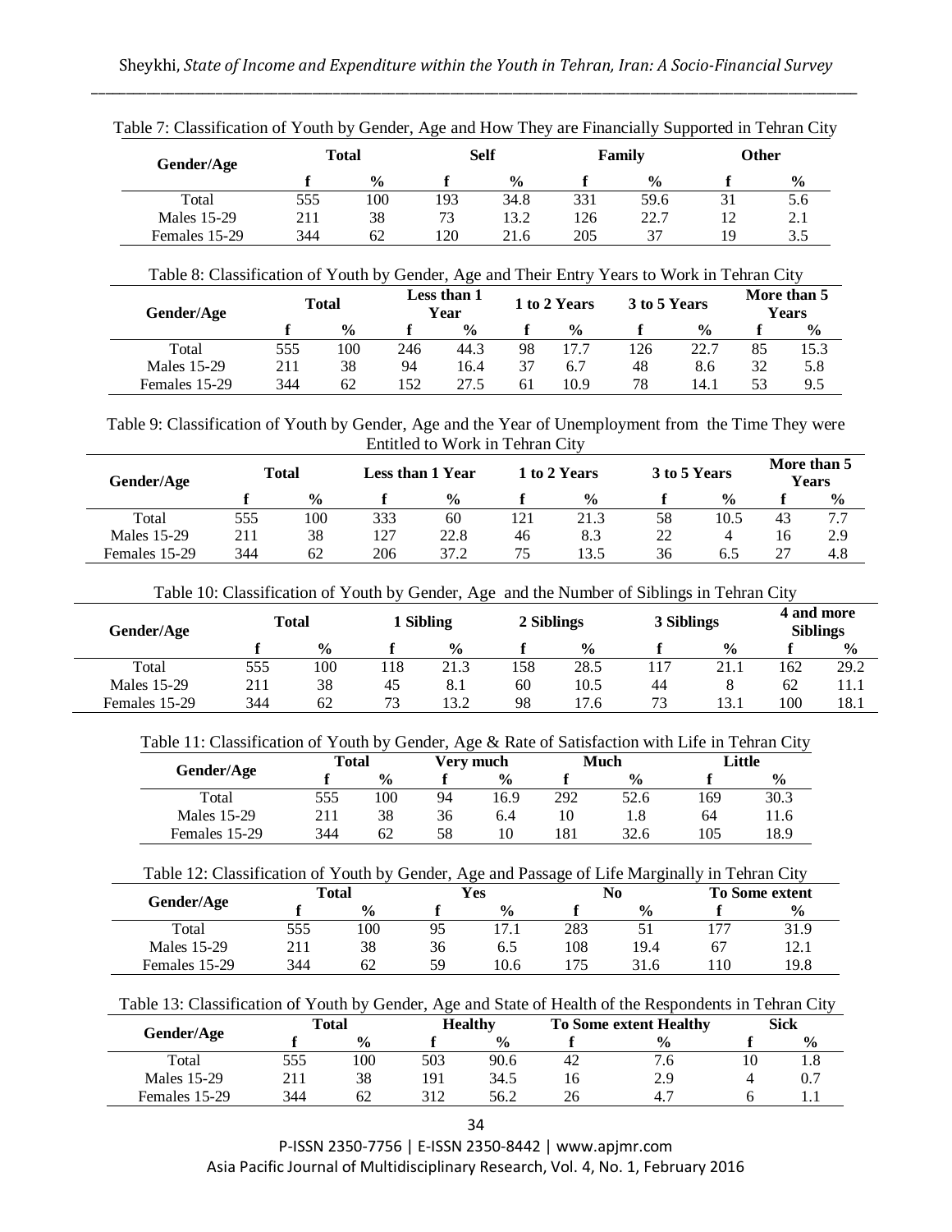Table 7: Classification of Youth by Gender, Age and How They are Financially Supported in Tehran City

| Gender/Age | Total | | Self | | Family | | Other | |
|---|---|---|---|---|---|---|---|---|
| | f | % | f | % | f | % | f | % |
| Total | 555 | 100 | 193 | 34.8 | 331 | 59.6 | 31 | 5.6 |
| Males 15-29 | 211 | 38 | 73 | 13.2 | 126 | 22.7 | 12 | 2.1 |
| Females 15-29 | 344 | 62 | 120 | 21.6 | 205 | 37 | 19 | 3.5 |

Table 8: Classification of Youth by Gender, Age and Their Entry Years to Work in Tehran City

| Gender/Age | Total | | Less than 1 Year | | 1 to 2 Years | | 3 to 5 Years | | More than 5 Years | |
|---|---|---|---|---|---|---|---|---|---|---|
| | f | % | f | % | f | % | f | % | f | % |
| Total | 555 | 100 | 246 | 44.3 | 98 | 17.7 | 126 | 22.7 | 85 | 15.3 |
| Males 15-29 | 211 | 38 | 94 | 16.4 | 37 | 6.7 | 48 | 8.6 | 32 | 5.8 |
| Females 15-29 | 344 | 62 | 152 | 27.5 | 61 | 10.9 | 78 | 14.1 | 53 | 9.5 |

Table 9: Classification of Youth by Gender, Age and the Year of Unemployment from the Time They were Entitled to Work in Tehran City

| Gender/Age | Total | | Less than 1 Year | | 1 to 2 Years | | 3 to 5 Years | | More than 5 Years | |
|---|---|---|---|---|---|---|---|---|---|---|
| | f | % | f | % | f | % | f | % | f | % |
| Total | 555 | 100 | 333 | 60 | 121 | 21.3 | 58 | 10.5 | 43 | 7.7 |
| Males 15-29 | 211 | 38 | 127 | 22.8 | 46 | 8.3 | 22 | 4 | 16 | 2.9 |
| Females 15-29 | 344 | 62 | 206 | 37.2 | 75 | 13.5 | 36 | 6.5 | 27 | 4.8 |

Table 10: Classification of Youth by Gender, Age and the Number of Siblings in Tehran City

| Gender/Age | Total | | 1 Sibling | | 2 Siblings | | 3 Siblings | | 4 and more Siblings | |
|---|---|---|---|---|---|---|---|---|---|---|
| | f | % | f | % | f | % | f | % | f | % |
| Total | 555 | 100 | 118 | 21.3 | 158 | 28.5 | 117 | 21.1 | 162 | 29.2 |
| Males 15-29 | 211 | 38 | 45 | 8.1 | 60 | 10.5 | 44 | 8 | 62 | 11.1 |
| Females 15-29 | 344 | 62 | 73 | 13.2 | 98 | 17.6 | 73 | 13.1 | 100 | 18.1 |

Table 11: Classification of Youth by Gender, Age & Rate of Satisfaction with Life in Tehran City

| Gender/Age | Total | | Very much | | Much | | Little | |
|---|---|---|---|---|---|---|---|---|
| | f | % | f | % | f | % | f | % |
| Total | 555 | 100 | 94 | 16.9 | 292 | 52.6 | 169 | 30.3 |
| Males 15-29 | 211 | 38 | 36 | 6.4 | 10 | 1.8 | 64 | 11.6 |
| Females 15-29 | 344 | 62 | 58 | 10 | 181 | 32.6 | 105 | 18.9 |

Table 12: Classification of Youth by Gender, Age and Passage of Life Marginally in Tehran City

| Gender/Age | Total | | Yes | | No | | To Some extent | |
|---|---|---|---|---|---|---|---|---|
| | f | % | f | % | f | % | f | % |
| Total | 555 | 100 | 95 | 17.1 | 283 | 51 | 177 | 31.9 |
| Males 15-29 | 211 | 38 | 36 | 6.5 | 108 | 19.4 | 67 | 12.1 |
| Females 15-29 | 344 | 62 | 59 | 10.6 | 175 | 31.6 | 110 | 19.8 |

Table 13: Classification of Youth by Gender, Age and State of Health of the Respondents in Tehran City

| Gender/Age | Total | | Healthy | | To Some extent Healthy | | Sick | |
|---|---|---|---|---|---|---|---|---|
| | f | % | f | % | f | % | f | % |
| Total | 555 | 100 | 503 | 90.6 | 42 | 7.6 | 10 | 1.8 |
| Males 15-29 | 211 | 38 | 191 | 34.5 | 16 | 2.9 | 4 | 0.7 |
| Females 15-29 | 344 | 62 | 312 | 56.2 | 26 | 4.7 | 6 | 1.1 |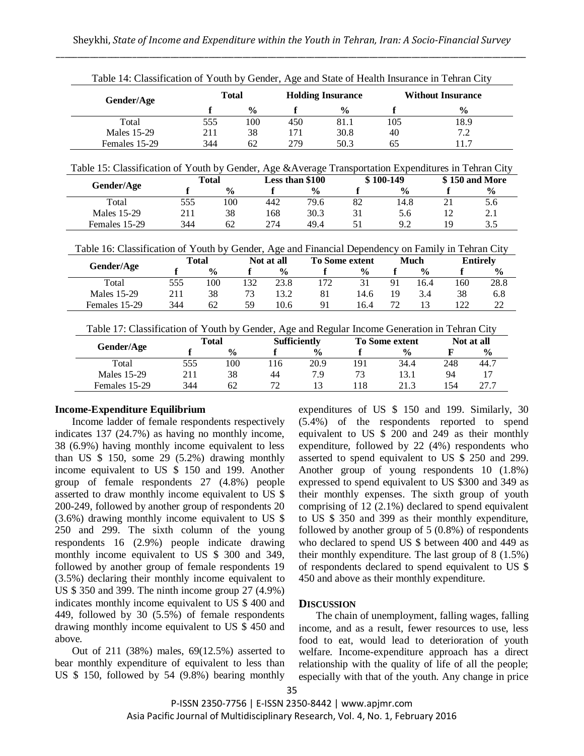Table 14: Classification of Youth by Gender, Age and State of Health Insurance in Tehran City

| Gender/Age | Total | | Holding Insurance | | Without Insurance | |
|---|---|---|---|---|---|---|
| | f | % | f | % | f | % |
| Total | 555 | 100 | 450 | 81.1 | 105 | 18.9 |
| Males 15-29 | 211 | 38 | 171 | 30.8 | 40 | 7.2 |
| Females 15-29 | 344 | 62 | 279 | 50.3 | 65 | 11.7 |

Table 15: Classification of Youth by Gender, Age &Average Transportation Expenditures in Tehran City

| Gender/Age | Total | | Less than $100 | | $ 100-149 | | $ 150 and More | |
|---|---|---|---|---|---|---|---|---|
| | f | % | f | % | f | % | f | % |
| Total | 555 | 100 | 442 | 79.6 | 82 | 14.8 | 21 | 5.6 |
| Males 15-29 | 211 | 38 | 168 | 30.3 | 31 | 5.6 | 12 | 2.1 |
| Females 15-29 | 344 | 62 | 274 | 49.4 | 51 | 9.2 | 19 | 3.5 |

Table 16: Classification of Youth by Gender, Age and Financial Dependency on Family in Tehran City

| Gender/Age | Total | | Not at all | | To Some extent | | Much | | Entirely | |
|---|---|---|---|---|---|---|---|---|---|---|
| | f | % | f | % | f | % | f | % | f | % |
| Total | 555 | 100 | 132 | 23.8 | 172 | 31 | 91 | 16.4 | 160 | 28.8 |
| Males 15-29 | 211 | 38 | 73 | 13.2 | 81 | 14.6 | 19 | 3.4 | 38 | 6.8 |
| Females 15-29 | 344 | 62 | 59 | 10.6 | 91 | 16.4 | 72 | 13 | 122 | 22 |

Table 17: Classification of Youth by Gender, Age and Regular Income Generation in Tehran City

| Gender/Age | Total | | Sufficiently | | To Some extent | | Not at all | |
|---|---|---|---|---|---|---|---|---|
| | f | % | f | % | f | % | F | % |
| Total | 555 | 100 | 116 | 20.9 | 191 | 34.4 | 248 | 44.7 |
| Males 15-29 | 211 | 38 | 44 | 7.9 | 73 | 13.1 | 94 | 17 |
| Females 15-29 | 344 | 62 | 72 | 13 | 118 | 21.3 | 154 | 27.7 |

### Income-Expenditure Equilibrium

Income ladder of female respondents respectively indicates 137 (24.7%) as having no monthly income, 38 (6.9%) having monthly income equivalent to less than US $ 150, some 29 (5.2%) drawing monthly income equivalent to US $ 150 and 199. Another group of female respondents 27 (4.8%) people asserted to draw monthly income equivalent to US $ 200-249, followed by another group of respondents 20 (3.6%) drawing monthly income equivalent to US $ 250 and 299. The sixth column of the young respondents 16 (2.9%) people indicate drawing monthly income equivalent to US $ 300 and 349, followed by another group of female respondents 19 (3.5%) declaring their monthly income equivalent to US $ 350 and 399. The ninth income group 27 (4.9%) indicates monthly income equivalent to US $ 400 and 449, followed by 30 (5.5%) of female respondents drawing monthly income equivalent to US $ 450 and above.

Out of 211 (38%) males, 69(12.5%) asserted to bear monthly expenditure of equivalent to less than US $ 150, followed by 54 (9.8%) bearing monthly expenditures of US $ 150 and 199. Similarly, 30 (5.4%) of the respondents reported to spend equivalent to US $ 200 and 249 as their monthly expenditure, followed by 22 (4%) respondents who asserted to spend equivalent to US $ 250 and 299. Another group of young respondents 10 (1.8%) expressed to spend equivalent to US $300 and 349 as their monthly expenses. The sixth group of youth comprising of 12 (2.1%) declared to spend equivalent to US $ 350 and 399 as their monthly expenditure, followed by another group of 5 (0.8%) of respondents who declared to spend US $ between 400 and 449 as their monthly expenditure. The last group of 8 (1.5%) of respondents declared to spend equivalent to US $ 450 and above as their monthly expenditure.

## Discussion

The chain of unemployment, falling wages, falling income, and as a result, fewer resources to use, less food to eat, would lead to deterioration of youth welfare. Income-expenditure approach has a direct relationship with the quality of life of all the people; especially with that of the youth. Any change in price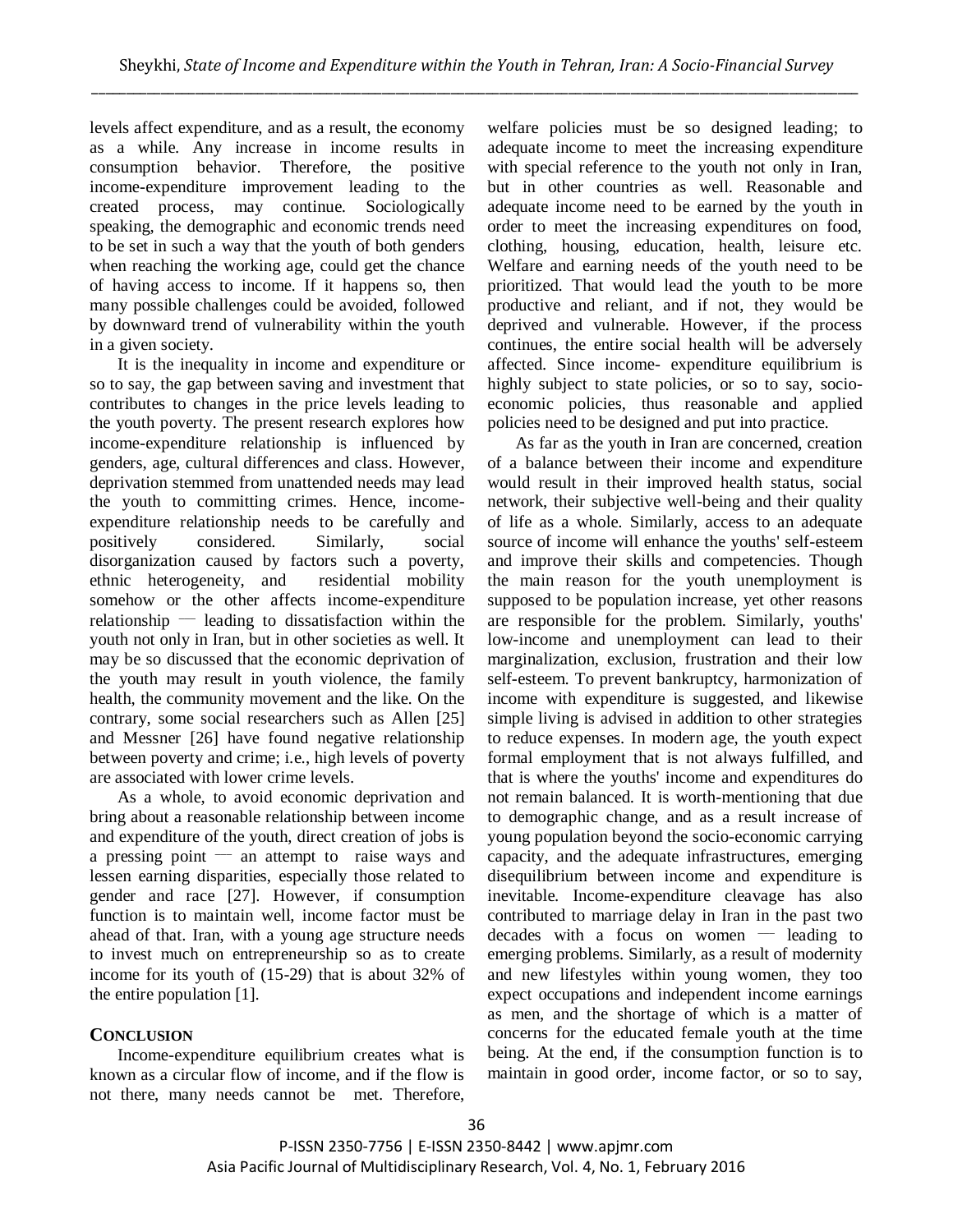levels affect expenditure, and as a result, the economy as a while. Any increase in income results in consumption behavior. Therefore, the positive income-expenditure improvement leading to the created process, may continue. Sociologically speaking, the demographic and economic trends need to be set in such a way that the youth of both genders when reaching the working age, could get the chance of having access to income. If it happens so, then many possible challenges could be avoided, followed by downward trend of vulnerability within the youth in a given society.

It is the inequality in income and expenditure or so to say, the gap between saving and investment that contributes to changes in the price levels leading to the youth poverty. The present research explores how income-expenditure relationship is influenced by genders, age, cultural differences and class. However, deprivation stemmed from unattended needs may lead the youth to committing crimes. Hence, income-expenditure relationship needs to be carefully and positively considered. Similarly, social disorganization caused by factors such a poverty, ethnic heterogeneity, and residential mobility somehow or the other affects income-expenditure relationship — leading to dissatisfaction within the youth not only in Iran, but in other societies as well. It may be so discussed that the economic deprivation of the youth may result in youth violence, the family health, the community movement and the like. On the contrary, some social researchers such as Allen [25] and Messner [26] have found negative relationship between poverty and crime; i.e., high levels of poverty are associated with lower crime levels.

As a whole, to avoid economic deprivation and bring about a reasonable relationship between income and expenditure of the youth, direct creation of jobs is a pressing point — an attempt to raise ways and lessen earning disparities, especially those related to gender and race [27]. However, if consumption function is to maintain well, income factor must be ahead of that. Iran, with a young age structure needs to invest much on entrepreneurship so as to create income for its youth of (15-29) that is about 32% of the entire population [1].

## CONCLUSION

Income-expenditure equilibrium creates what is known as a circular flow of income, and if the flow is not there, many needs cannot be met. Therefore, welfare policies must be so designed leading; to adequate income to meet the increasing expenditure with special reference to the youth not only in Iran, but in other countries as well. Reasonable and adequate income need to be earned by the youth in order to meet the increasing expenditures on food, clothing, housing, education, health, leisure etc. Welfare and earning needs of the youth need to be prioritized. That would lead the youth to be more productive and reliant, and if not, they would be deprived and vulnerable. However, if the process continues, the entire social health will be adversely affected. Since income- expenditure equilibrium is highly subject to state policies, or so to say, socio-economic policies, thus reasonable and applied policies need to be designed and put into practice.

As far as the youth in Iran are concerned, creation of a balance between their income and expenditure would result in their improved health status, social network, their subjective well-being and their quality of life as a whole. Similarly, access to an adequate source of income will enhance the youths' self-esteem and improve their skills and competencies. Though the main reason for the youth unemployment is supposed to be population increase, yet other reasons are responsible for the problem. Similarly, youths' low-income and unemployment can lead to their marginalization, exclusion, frustration and their low self-esteem. To prevent bankruptcy, harmonization of income with expenditure is suggested, and likewise simple living is advised in addition to other strategies to reduce expenses. In modern age, the youth expect formal employment that is not always fulfilled, and that is where the youths' income and expenditures do not remain balanced. It is worth-mentioning that due to demographic change, and as a result increase of young population beyond the socio-economic carrying capacity, and the adequate infrastructures, emerging disequilibrium between income and expenditure is inevitable. Income-expenditure cleavage has also contributed to marriage delay in Iran in the past two decades with a focus on women — leading to emerging problems. Similarly, as a result of modernity and new lifestyles within young women, they too expect occupations and independent income earnings as men, and the shortage of which is a matter of concerns for the educated female youth at the time being. At the end, if the consumption function is to maintain in good order, income factor, or so to say,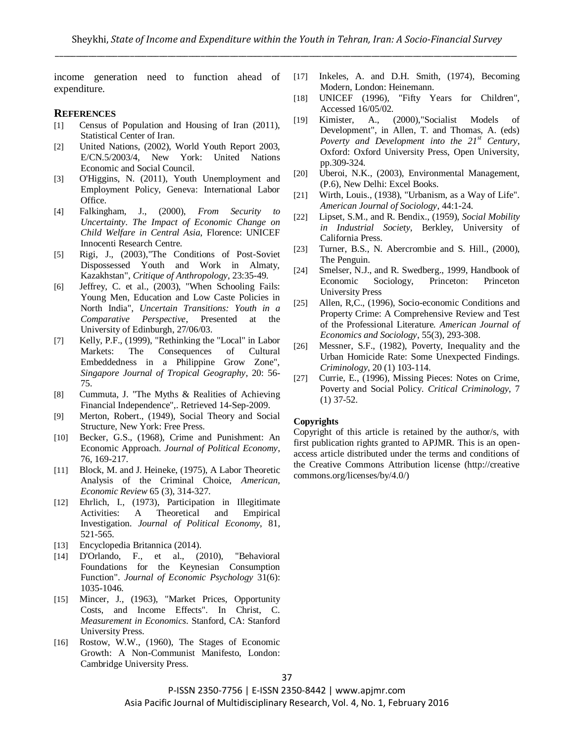income generation need to function ahead of expenditure.

## REFERENCES

[1] Census of Population and Housing of Iran (2011), Statistical Center of Iran.

[2] United Nations, (2002), World Youth Report 2003, E/CN.5/2003/4, New York: United Nations Economic and Social Council.

[3] O'Higgins, N. (2011), Youth Unemployment and Employment Policy, Geneva: International Labor Office.

[4] Falkingham, J., (2000), *From Security to Uncertainty*. *The Impact of Economic Change on Child Welfare in Central Asia*, Florence: UNICEF Innocenti Research Centre.

[5] Rigi, J., (2003),"The Conditions of Post-Soviet Dispossessed Youth and Work in Almaty, Kazakhstan", *Critique of Anthropology*, 23:35-49.

[6] Jeffrey, C. et al., (2003), "When Schooling Fails: Young Men, Education and Low Caste Policies in North India", *Uncertain Transitions: Youth in a Comparative Perspective*, Presented at the University of Edinburgh, 27/06/03.

[7] Kelly, P.F., (1999), "Rethinking the "Local" in Labor Markets: The Consequences of Cultural Embeddedness in a Philippine Grow Zone", *Singapore Journal of Tropical Geography*, 20: 56-75.

[8] Cummuta, J. "The Myths & Realities of Achieving Financial Independence",. Retrieved 14-Sep-2009.

[9] Merton, Robert., (1949), Social Theory and Social Structure, New York: Free Press.

[10] Becker, G.S., (1968), Crime and Punishment: An Economic Approach. *Journal of Political Economy*, 76, 169-217.

[11] Block, M. and J. Heineke, (1975), A Labor Theoretic Analysis of the Criminal Choice, *American, Economic Review* 65 (3), 314-327.

[12] Ehrlich, I., (1973), Participation in Illegitimate Activities: A Theoretical and Empirical Investigation. *Journal of Political Economy*, 81, 521-565.

[13] Encyclopedia Britannica (2014).

[14] D'Orlando, F., et al., (2010), "Behavioral Foundations for the Keynesian Consumption Function". *Journal of Economic Psychology* 31(6): 1035-1046.

[15] Mincer, J., (1963), "Market Prices, Opportunity Costs, and Income Effects". In Christ, C. *Measurement in Economics*. Stanford, CA: Stanford University Press.

[16] Rostow, W.W., (1960), The Stages of Economic Growth: A Non-Communist Manifesto, London: Cambridge University Press.

[17] Inkeles, A. and D.H. Smith, (1974), Becoming Modern, London: Heinemann.

[18] UNICEF (1996), "Fifty Years for Children", Accessed 16/05/02.

[19] Kimister, A., (2000),"Socialist Models of Development", in Allen, T. and Thomas, A. (eds) *Poverty and Development into the 21st Century*, Oxford: Oxford University Press, Open University, pp.309-324.

[20] Uberoi, N.K., (2003), Environmental Management, (P.6), New Delhi: Excel Books.

[21] Wirth, Louis., (1938), "Urbanism, as a Way of Life". *American Journal of Sociology*, 44:1-24.

[22] Lipset, S.M., and R. Bendix., (1959), *Social Mobility in Industrial Society*, Berkley, University of California Press.

[23] Turner, B.S., N. Abercrombie and S. Hill., (2000), The Penguin.

[24] Smelser, N.J., and R. Swedberg., 1999, Handbook of Economic Sociology, Princeton: Princeton University Press

[25] Allen, R,C., (1996), Socio-economic Conditions and Property Crime: A Comprehensive Review and Test of the Professional Literature. *American Journal of Economics and Sociology*, 55(3), 293-308.

[26] Messner, S.F., (1982), Poverty, Inequality and the Urban Homicide Rate: Some Unexpected Findings. *Criminology*, 20 (1) 103-114.

[27] Currie, E., (1996), Missing Pieces: Notes on Crime, Poverty and Social Policy. *Critical Criminology*, 7 (1) 37-52.

**Copyrights**

Copyright of this article is retained by the author/s, with first publication rights granted to APJMR. This is an open-access article distributed under the terms and conditions of the Creative Commons Attribution license (http://creative commons.org/licenses/by/4.0/)